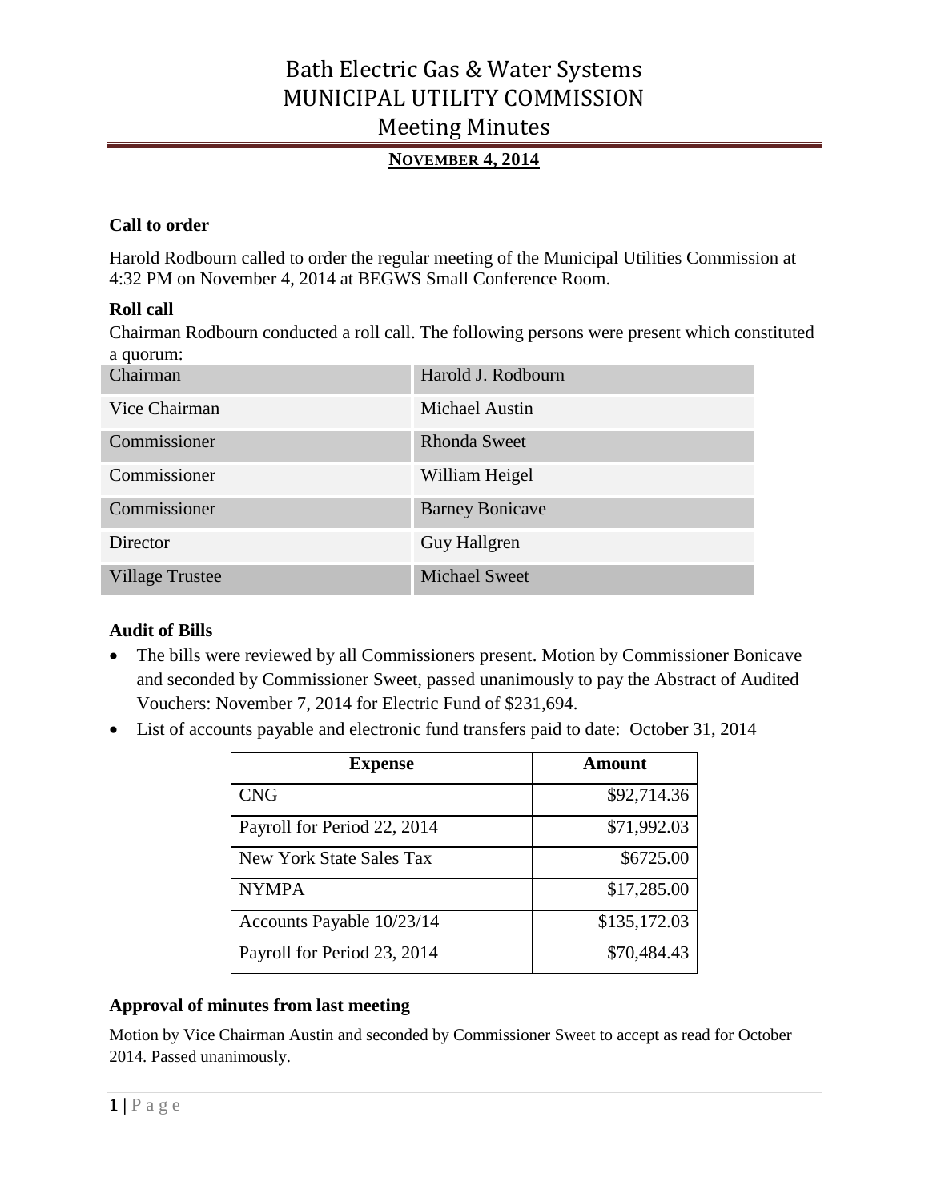# Bath Electric Gas & Water Systems
# MUNICIPAL UTILITY COMMISSION
# Meeting Minutes

**NOVEMBER 4, 2014**

### Call to order

Harold Rodbourn called to order the regular meeting of the Municipal Utilities Commission at 4:32 PM on November 4, 2014 at BEGWS Small Conference Room.

### Roll call

Chairman Rodbourn conducted a roll call. The following persons were present which constituted a quorum:

| | |
|---|---|
| Chairman | Harold J. Rodbourn |
| Vice Chairman | Michael Austin |
| Commissioner | Rhonda Sweet |
| Commissioner | William Heigel |
| Commissioner | Barney Bonicave |
| Director | Guy Hallgren |
| Village Trustee | Michael Sweet |

### Audit of Bills

- The bills were reviewed by all Commissioners present. Motion by Commissioner Bonicave and seconded by Commissioner Sweet, passed unanimously to pay the Abstract of Audited Vouchers: November 7, 2014 for Electric Fund of $231,694.
- List of accounts payable and electronic fund transfers paid to date: October 31, 2014

| Expense | Amount |
|---|---|
| CNG | $92,714.36 |
| Payroll for Period 22, 2014 | $71,992.03 |
| New York State Sales Tax | $6725.00 |
| NYMPA | $17,285.00 |
| Accounts Payable 10/23/14 | $135,172.03 |
| Payroll for Period 23, 2014 | $70,484.43 |

### Approval of minutes from last meeting

Motion by Vice Chairman Austin and seconded by Commissioner Sweet to accept as read for October 2014. Passed unanimously.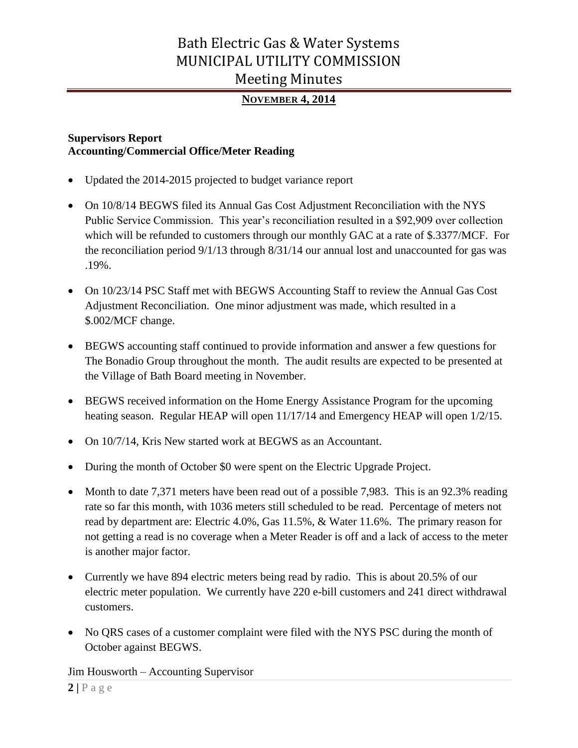# Bath Electric Gas & Water Systems
# MUNICIPAL UTILITY COMMISSION
# Meeting Minutes

**NOVEMBER 4, 2014**

**Supervisors Report**
**Accounting/Commercial Office/Meter Reading**

- Updated the 2014-2015 projected to budget variance report
- On 10/8/14 BEGWS filed its Annual Gas Cost Adjustment Reconciliation with the NYS Public Service Commission. This year's reconciliation resulted in a $92,909 over collection which will be refunded to customers through our monthly GAC at a rate of $.3377/MCF. For the reconciliation period 9/1/13 through 8/31/14 our annual lost and unaccounted for gas was .19%.
- On 10/23/14 PSC Staff met with BEGWS Accounting Staff to review the Annual Gas Cost Adjustment Reconciliation. One minor adjustment was made, which resulted in a $.002/MCF change.
- BEGWS accounting staff continued to provide information and answer a few questions for The Bonadio Group throughout the month. The audit results are expected to be presented at the Village of Bath Board meeting in November.
- BEGWS received information on the Home Energy Assistance Program for the upcoming heating season. Regular HEAP will open 11/17/14 and Emergency HEAP will open 1/2/15.
- On 10/7/14, Kris New started work at BEGWS as an Accountant.
- During the month of October $0 were spent on the Electric Upgrade Project.
- Month to date 7,371 meters have been read out of a possible 7,983. This is an 92.3% reading rate so far this month, with 1036 meters still scheduled to be read. Percentage of meters not read by department are: Electric 4.0%, Gas 11.5%, & Water 11.6%. The primary reason for not getting a read is no coverage when a Meter Reader is off and a lack of access to the meter is another major factor.
- Currently we have 894 electric meters being read by radio. This is about 20.5% of our electric meter population. We currently have 220 e-bill customers and 241 direct withdrawal customers.
- No QRS cases of a customer complaint were filed with the NYS PSC during the month of October against BEGWS.

Jim Housworth – Accounting Supervisor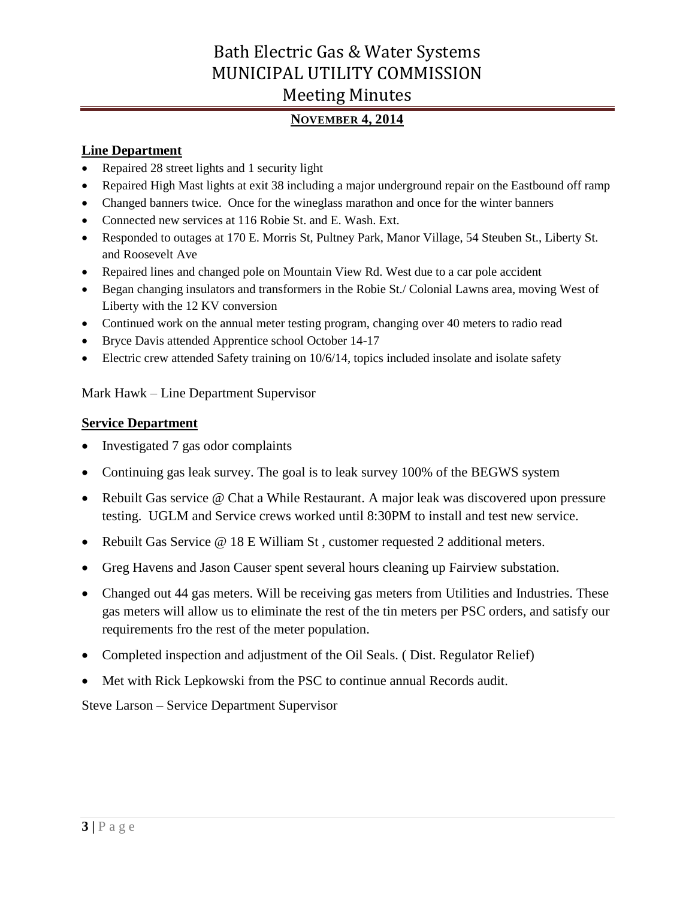# Bath Electric Gas & Water Systems
# MUNICIPAL UTILITY COMMISSION
# Meeting Minutes

**NOVEMBER 4, 2014**

## Line Department

- Repaired 28 street lights and 1 security light
- Repaired High Mast lights at exit 38 including a major underground repair on the Eastbound off ramp
- Changed banners twice. Once for the wineglass marathon and once for the winter banners
- Connected new services at 116 Robie St. and E. Wash. Ext.
- Responded to outages at 170 E. Morris St, Pultney Park, Manor Village, 54 Steuben St., Liberty St. and Roosevelt Ave
- Repaired lines and changed pole on Mountain View Rd. West due to a car pole accident
- Began changing insulators and transformers in the Robie St./ Colonial Lawns area, moving West of Liberty with the 12 KV conversion
- Continued work on the annual meter testing program, changing over 40 meters to radio read
- Bryce Davis attended Apprentice school October 14-17
- Electric crew attended Safety training on 10/6/14, topics included insolate and isolate safety

Mark Hawk – Line Department Supervisor

## Service Department

- Investigated 7 gas odor complaints
- Continuing gas leak survey. The goal is to leak survey 100% of the BEGWS system
- Rebuilt Gas service @ Chat a While Restaurant. A major leak was discovered upon pressure testing. UGLM and Service crews worked until 8:30PM to install and test new service.
- Rebuilt Gas Service @ 18 E William St , customer requested 2 additional meters.
- Greg Havens and Jason Causer spent several hours cleaning up Fairview substation.
- Changed out 44 gas meters. Will be receiving gas meters from Utilities and Industries. These gas meters will allow us to eliminate the rest of the tin meters per PSC orders, and satisfy our requirements fro the rest of the meter population.
- Completed inspection and adjustment of the Oil Seals. ( Dist. Regulator Relief)
- Met with Rick Lepkowski from the PSC to continue annual Records audit.

Steve Larson – Service Department Supervisor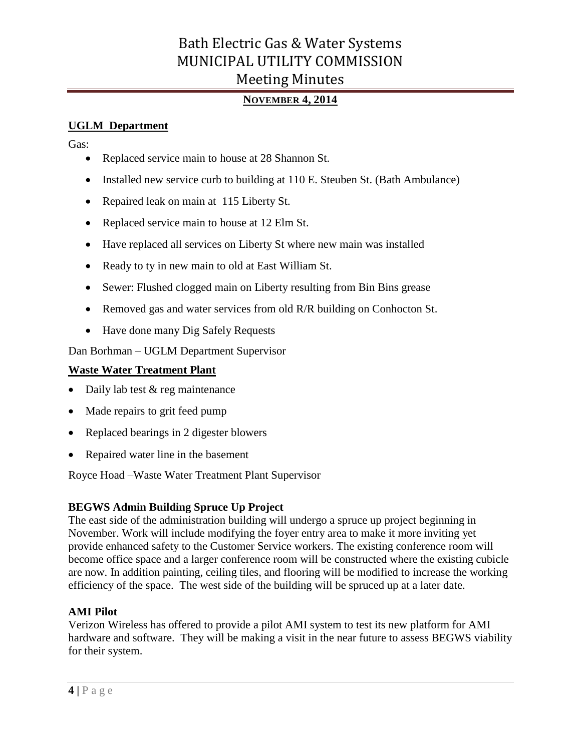# Bath Electric Gas & Water Systems
# MUNICIPAL UTILITY COMMISSION
# Meeting Minutes

**NOVEMBER 4, 2014**

## UGLM Department

Gas:

- Replaced service main to house at 28 Shannon St.
- Installed new service curb to building at 110 E. Steuben St. (Bath Ambulance)
- Repaired leak on main at 115 Liberty St.
- Replaced service main to house at 12 Elm St.
- Have replaced all services on Liberty St where new main was installed
- Ready to ty in new main to old at East William St.
- Sewer: Flushed clogged main on Liberty resulting from Bin Bins grease
- Removed gas and water services from old R/R building on Conhocton St.
- Have done many Dig Safely Requests

Dan Borhman – UGLM Department Supervisor

## Waste Water Treatment Plant

- Daily lab test & reg maintenance
- Made repairs to grit feed pump
- Replaced bearings in 2 digester blowers
- Repaired water line in the basement

Royce Hoad –Waste Water Treatment Plant Supervisor

### BEGWS Admin Building Spruce Up Project

The east side of the administration building will undergo a spruce up project beginning in November. Work will include modifying the foyer entry area to make it more inviting yet provide enhanced safety to the Customer Service workers. The existing conference room will become office space and a larger conference room will be constructed where the existing cubicle are now. In addition painting, ceiling tiles, and flooring will be modified to increase the working efficiency of the space. The west side of the building will be spruced up at a later date.

### AMI Pilot

Verizon Wireless has offered to provide a pilot AMI system to test its new platform for AMI hardware and software. They will be making a visit in the near future to assess BEGWS viability for their system.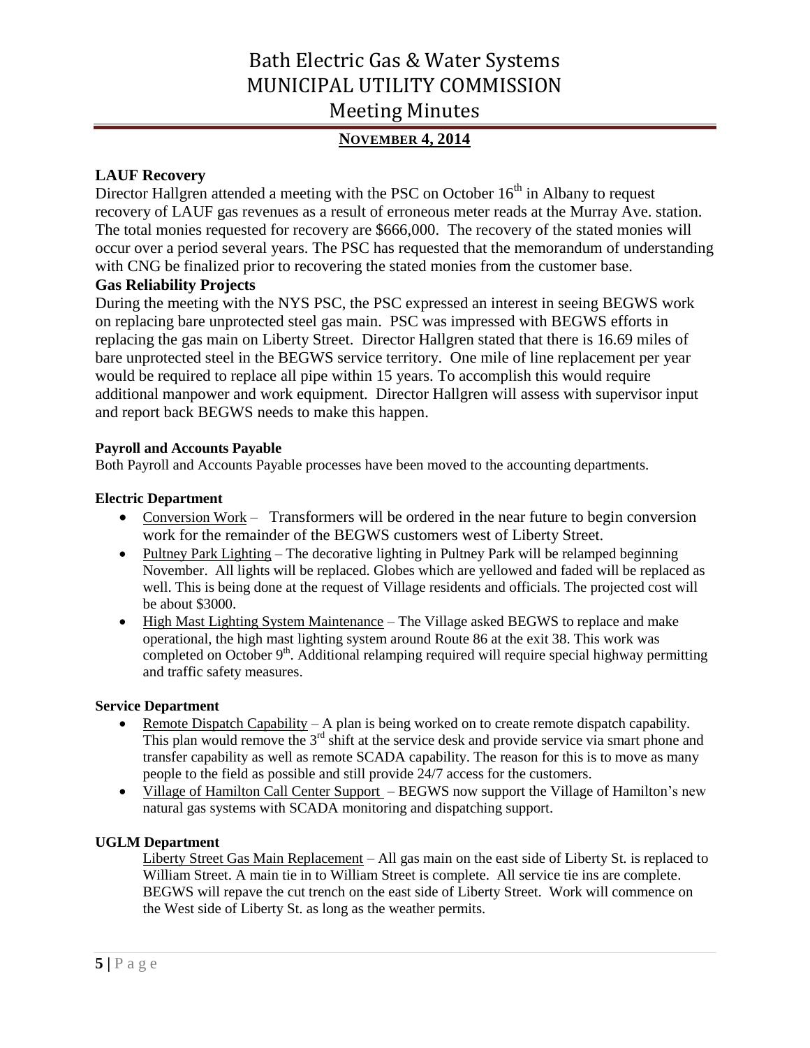# Bath Electric Gas & Water Systems MUNICIPAL UTILITY COMMISSION Meeting Minutes

## NOVEMBER 4, 2014

### LAUF Recovery

Director Hallgren attended a meeting with the PSC on October 16th in Albany to request recovery of LAUF gas revenues as a result of erroneous meter reads at the Murray Ave. station. The total monies requested for recovery are $666,000. The recovery of the stated monies will occur over a period several years. The PSC has requested that the memorandum of understanding with CNG be finalized prior to recovering the stated monies from the customer base.

### Gas Reliability Projects

During the meeting with the NYS PSC, the PSC expressed an interest in seeing BEGWS work on replacing bare unprotected steel gas main. PSC was impressed with BEGWS efforts in replacing the gas main on Liberty Street. Director Hallgren stated that there is 16.69 miles of bare unprotected steel in the BEGWS service territory. One mile of line replacement per year would be required to replace all pipe within 15 years. To accomplish this would require additional manpower and work equipment. Director Hallgren will assess with supervisor input and report back BEGWS needs to make this happen.

#### Payroll and Accounts Payable

Both Payroll and Accounts Payable processes have been moved to the accounting departments.

#### Electric Department

- Conversion Work – Transformers will be ordered in the near future to begin conversion work for the remainder of the BEGWS customers west of Liberty Street.
- Pultney Park Lighting – The decorative lighting in Pultney Park will be relamped beginning November. All lights will be replaced. Globes which are yellowed and faded will be replaced as well. This is being done at the request of Village residents and officials. The projected cost will be about $3000.
- High Mast Lighting System Maintenance – The Village asked BEGWS to replace and make operational, the high mast lighting system around Route 86 at the exit 38. This work was completed on October 9th. Additional relamping required will require special highway permitting and traffic safety measures.

#### Service Department

- Remote Dispatch Capability – A plan is being worked on to create remote dispatch capability. This plan would remove the 3rd shift at the service desk and provide service via smart phone and transfer capability as well as remote SCADA capability. The reason for this is to move as many people to the field as possible and still provide 24/7 access for the customers.
- Village of Hamilton Call Center Support – BEGWS now support the Village of Hamilton's new natural gas systems with SCADA monitoring and dispatching support.

#### UGLM Department

Liberty Street Gas Main Replacement – All gas main on the east side of Liberty St. is replaced to William Street. A main tie in to William Street is complete. All service tie ins are complete. BEGWS will repave the cut trench on the east side of Liberty Street. Work will commence on the West side of Liberty St. as long as the weather permits.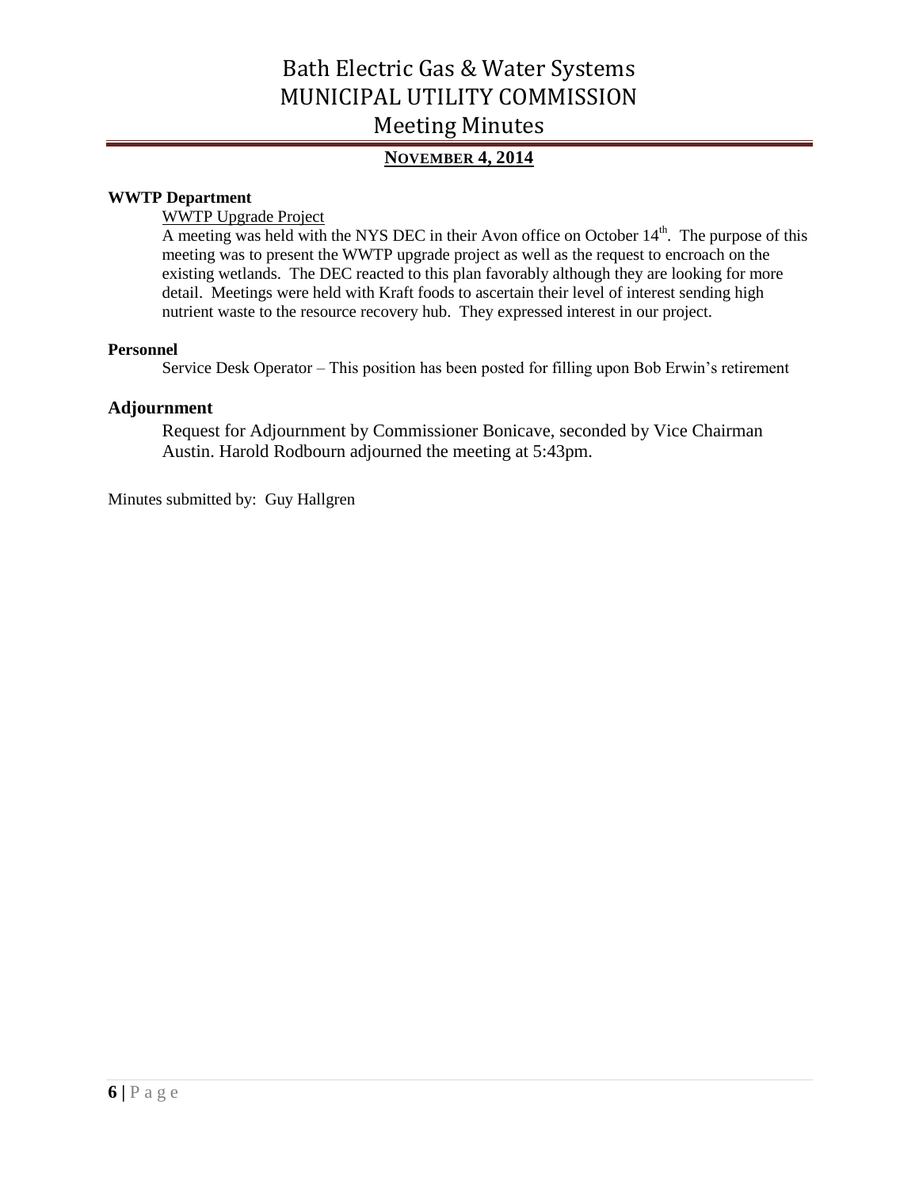# Bath Electric Gas & Water Systems
# MUNICIPAL UTILITY COMMISSION
# Meeting Minutes

**NOVEMBER 4, 2014**

**WWTP Department**

WWTP Upgrade Project

A meeting was held with the NYS DEC in their Avon office on October 14th. The purpose of this meeting was to present the WWTP upgrade project as well as the request to encroach on the existing wetlands. The DEC reacted to this plan favorably although they are looking for more detail. Meetings were held with Kraft foods to ascertain their level of interest sending high nutrient waste to the resource recovery hub. They expressed interest in our project.

**Personnel**

Service Desk Operator – This position has been posted for filling upon Bob Erwin's retirement

## Adjournment

Request for Adjournment by Commissioner Bonicave, seconded by Vice Chairman Austin. Harold Rodbourn adjourned the meeting at 5:43pm.

Minutes submitted by: Guy Hallgren